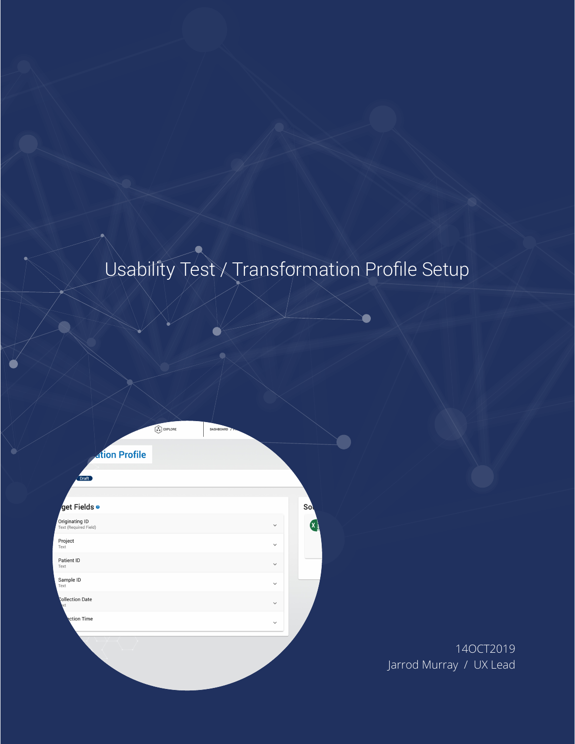# Usability Test / Transformation Profile Setup

14OCT2019

Jarrod Murray / UX Lead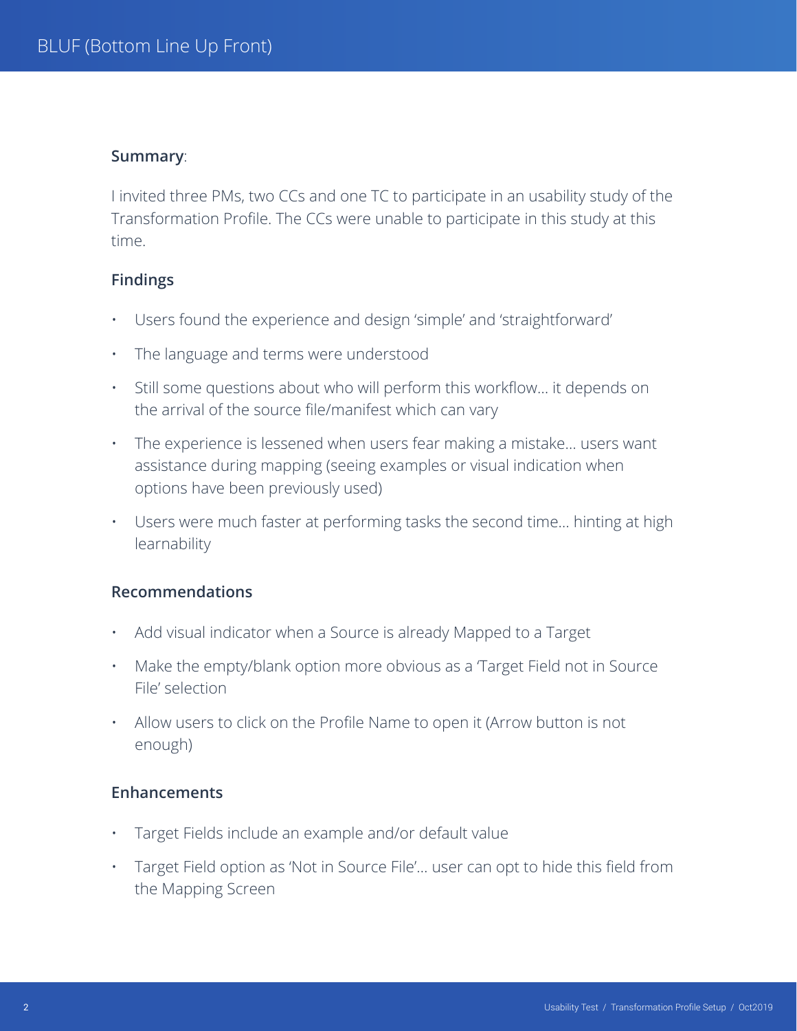# BLUF (Bottom Line Up Front)

**Summary**:

I invited three PMs, two CCs and one TC to participate in an usability study of the Transformation Profile. The CCs were unable to participate in this study at this time.

**Findings**

- Users found the experience and design 'simple' and 'straightforward'
- The language and terms were understood
- Still some questions about who will perform this workflow… it depends on the arrival of the source file/manifest which can vary
- The experience is lessened when users fear making a mistake… users want assistance during mapping (seeing examples or visual indication when options have been previously used)
- Users were much faster at performing tasks the second time… hinting at high learnability

**Recommendations**

- Add visual indicator when a Source is already Mapped to a Target
- Make the empty/blank option more obvious as a 'Target Field not in Source File' selection
- Allow users to click on the Profile Name to open it (Arrow button is not enough)

**Enhancements**

- Target Fields include an example and/or default value
- Target Field option as 'Not in Source File'… user can opt to hide this field from the Mapping Screen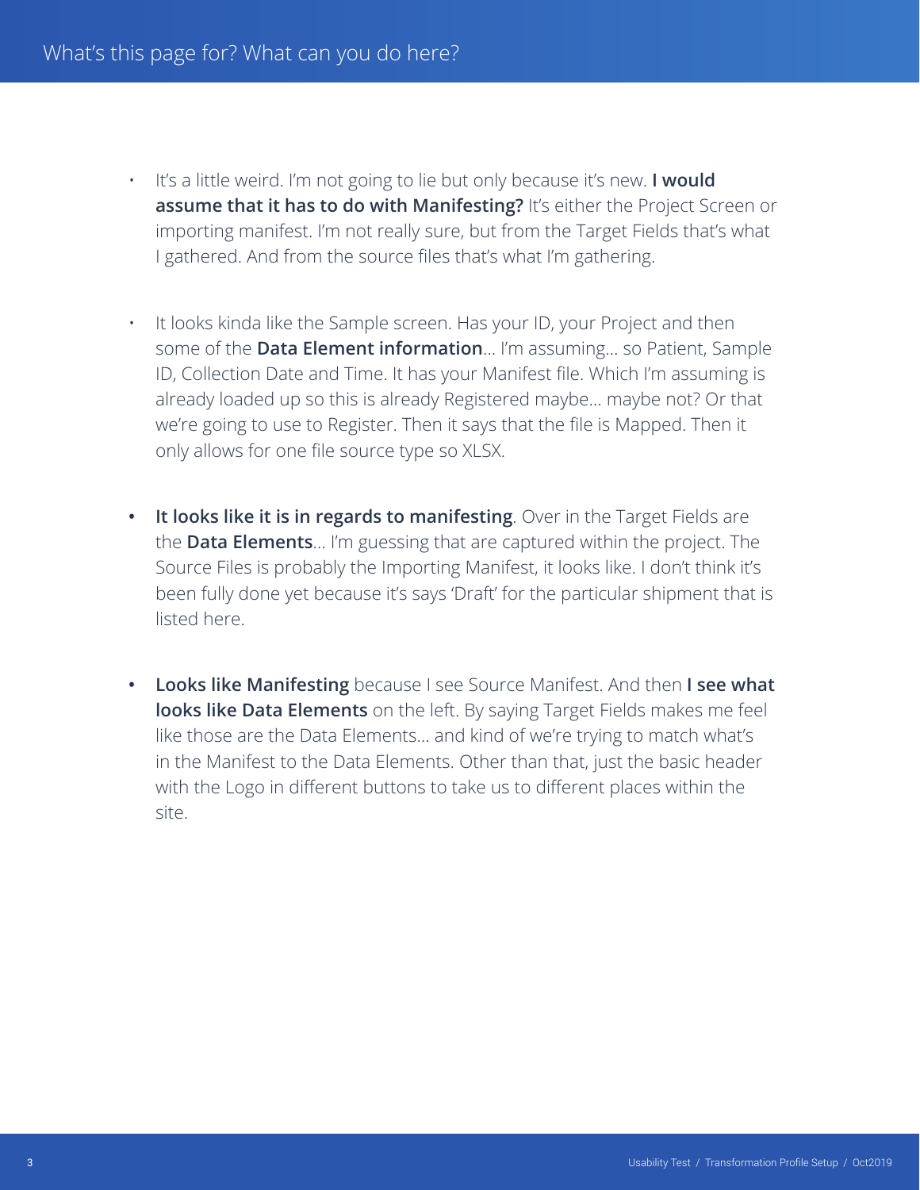# What's this page for? What can you do here?

- It's a little weird. I'm not going to lie but only because it's new. **I would assume that it has to do with Manifesting?** It's either the Project Screen or importing manifest. I'm not really sure, but from the Target Fields that's what I gathered. And from the source files that's what I'm gathering.

- It looks kinda like the Sample screen. Has your ID, your Project and then some of the **Data Element information**… I'm assuming… so Patient, Sample ID, Collection Date and Time. It has your Manifest file. Which I'm assuming is already loaded up so this is already Registered maybe… maybe not? Or that we're going to use to Register. Then it says that the file is Mapped. Then it only allows for one file source type so XLSX.

- **It looks like it is in regards to manifesting**. Over in the Target Fields are the **Data Elements**… I'm guessing that are captured within the project. The Source Files is probably the Importing Manifest, it looks like. I don't think it's been fully done yet because it's says 'Draft' for the particular shipment that is listed here.

- **Looks like Manifesting** because I see Source Manifest. And then **I see what looks like Data Elements** on the left. By saying Target Fields makes me feel like those are the Data Elements… and kind of we're trying to match what's in the Manifest to the Data Elements. Other than that, just the basic header with the Logo in different buttons to take us to different places within the site.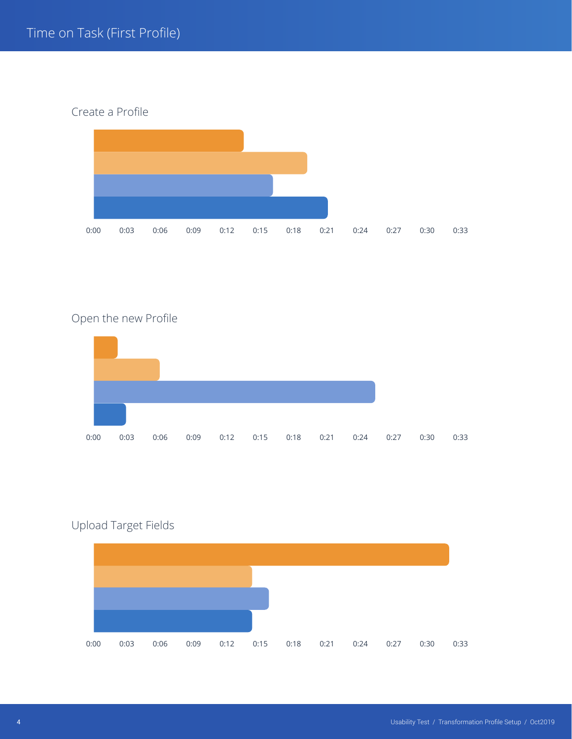# Time on Task (First Profile)

## Create a Profile

0:00 0:03 0:06 0:09 0:12 0:15 0:18 0:21 0:24 0:27 0:30 0:33

## Open the new Profile

0:00 0:03 0:06 0:09 0:12 0:15 0:18 0:21 0:24 0:27 0:30 0:33

## Upload Target Fields

0:00 0:03 0:06 0:09 0:12 0:15 0:18 0:21 0:24 0:27 0:30 0:33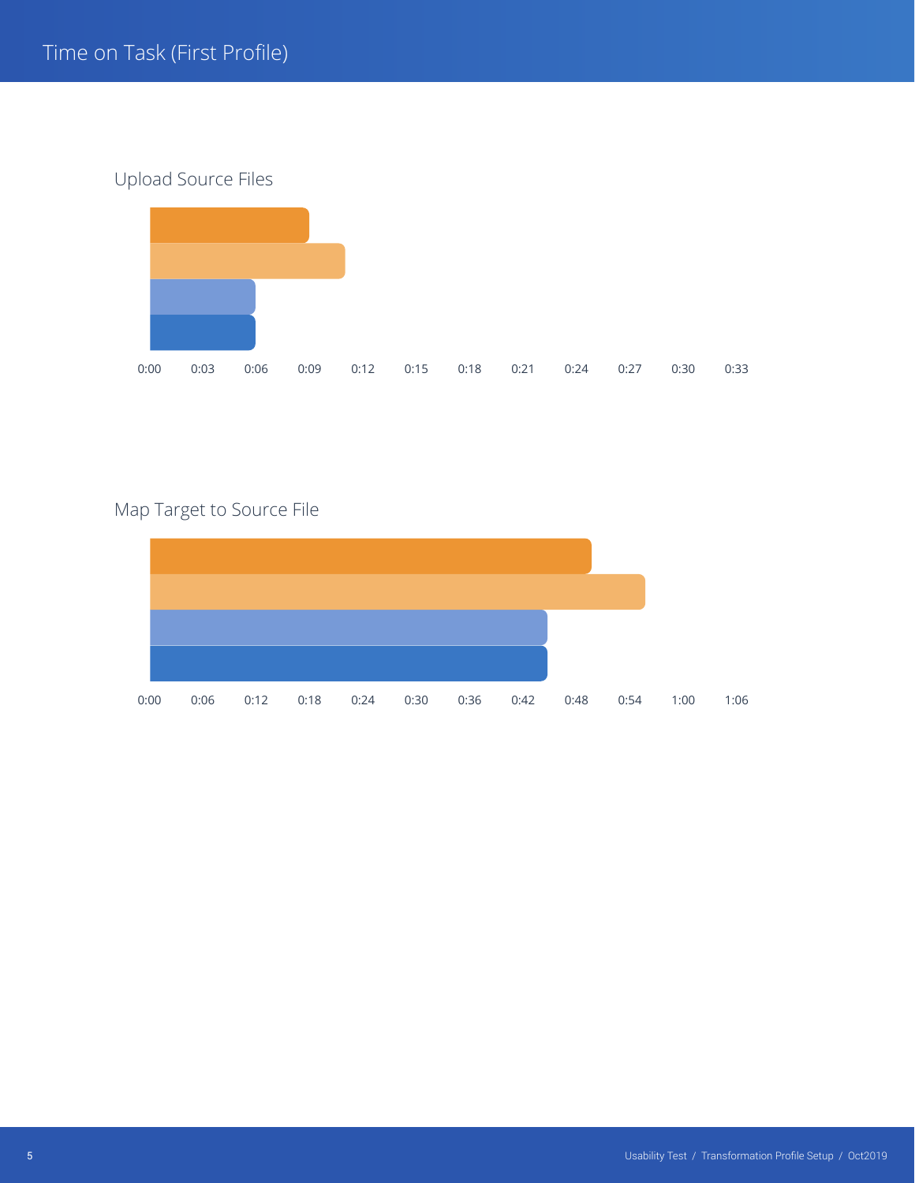# Time on Task (First Profile)

## Upload Source Files

0:00 0:03 0:06 0:09 0:12 0:15 0:18 0:21 0:24 0:27 0:30 0:33

## Map Target to Source File

0:00 0:06 0:12 0:18 0:24 0:30 0:36 0:42 0:48 0:54 1:00 1:06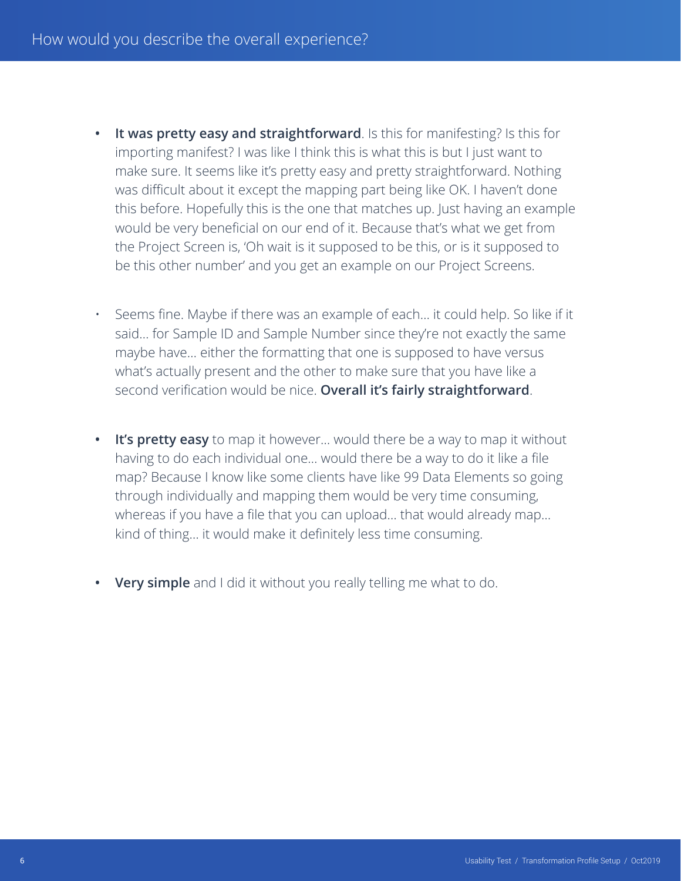# How would you describe the overall experience?

- **It was pretty easy and straightforward**. Is this for manifesting? Is this for importing manifest? I was like I think this is what this is but I just want to make sure. It seems like it's pretty easy and pretty straightforward. Nothing was difficult about it except the mapping part being like OK. I haven't done this before. Hopefully this is the one that matches up. Just having an example would be very beneficial on our end of it. Because that's what we get from the Project Screen is, 'Oh wait is it supposed to be this, or is it supposed to be this other number' and you get an example on our Project Screens.

- Seems fine. Maybe if there was an example of each… it could help. So like if it said… for Sample ID and Sample Number since they're not exactly the same maybe have… either the formatting that one is supposed to have versus what's actually present and the other to make sure that you have like a second verification would be nice. **Overall it's fairly straightforward**.

- **It's pretty easy** to map it however… would there be a way to map it without having to do each individual one… would there be a way to do it like a file map? Because I know like some clients have like 99 Data Elements so going through individually and mapping them would be very time consuming, whereas if you have a file that you can upload… that would already map… kind of thing… it would make it definitely less time consuming.

- **Very simple** and I did it without you really telling me what to do.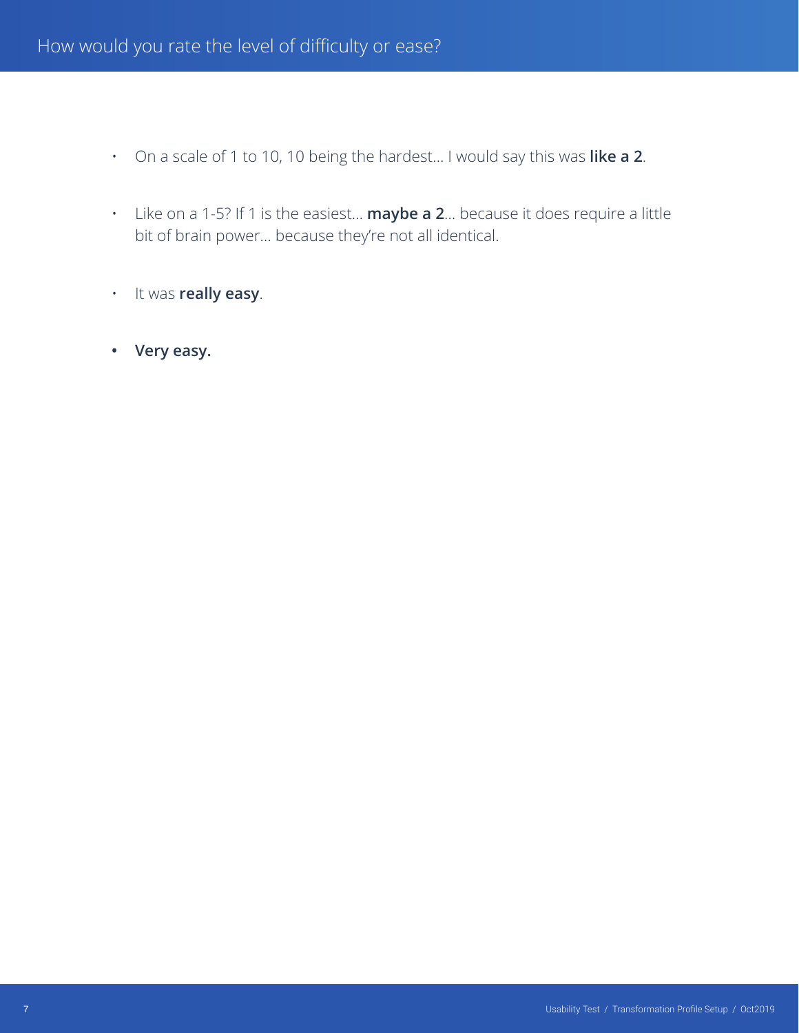# How would you rate the level of difficulty or ease?

- On a scale of 1 to 10, 10 being the hardest… I would say this was **like a 2**.
- Like on a 1-5? If 1 is the easiest… **maybe a 2**… because it does require a little bit of brain power… because they're not all identical.
- It was **really easy**.
- **Very easy.**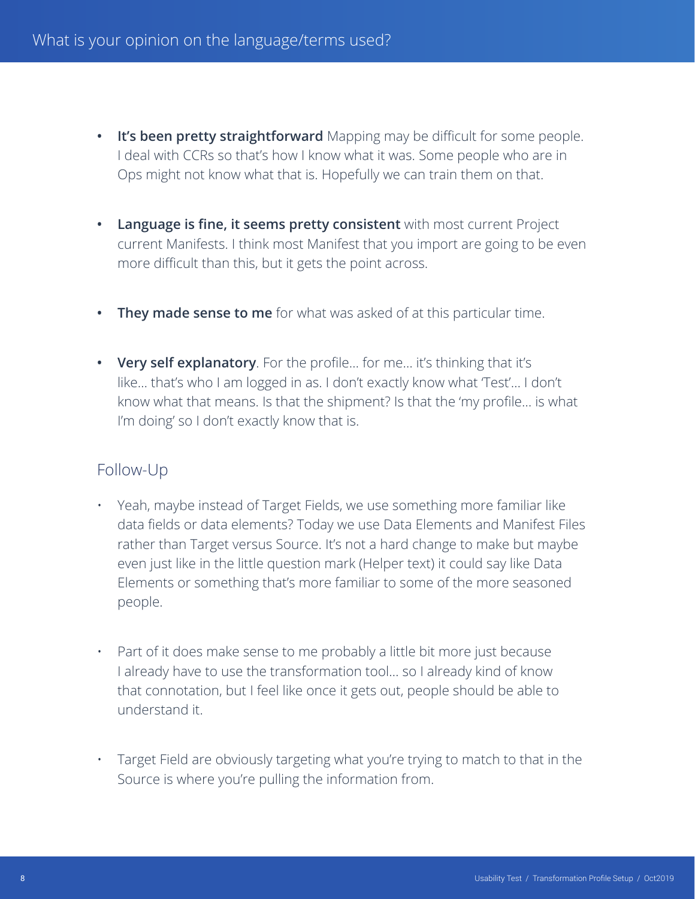# What is your opinion on the language/terms used?

- **It's been pretty straightforward** Mapping may be difficult for some people. I deal with CCRs so that's how I know what it was. Some people who are in Ops might not know what that is. Hopefully we can train them on that.

- **Language is fine, it seems pretty consistent** with most current Project current Manifests. I think most Manifest that you import are going to be even more difficult than this, but it gets the point across.

- **They made sense to me** for what was asked of at this particular time.

- **Very self explanatory**. For the profile... for me... it's thinking that it's like... that's who I am logged in as. I don't exactly know what 'Test'... I don't know what that means. Is that the shipment? Is that the 'my profile... is what I'm doing' so I don't exactly know that is.

## Follow-Up

- Yeah, maybe instead of Target Fields, we use something more familiar like data fields or data elements? Today we use Data Elements and Manifest Files rather than Target versus Source. It's not a hard change to make but maybe even just like in the little question mark (Helper text) it could say like Data Elements or something that's more familiar to some of the more seasoned people.

- Part of it does make sense to me probably a little bit more just because I already have to use the transformation tool... so I already kind of know that connotation, but I feel like once it gets out, people should be able to understand it.

- Target Field are obviously targeting what you're trying to match to that in the Source is where you're pulling the information from.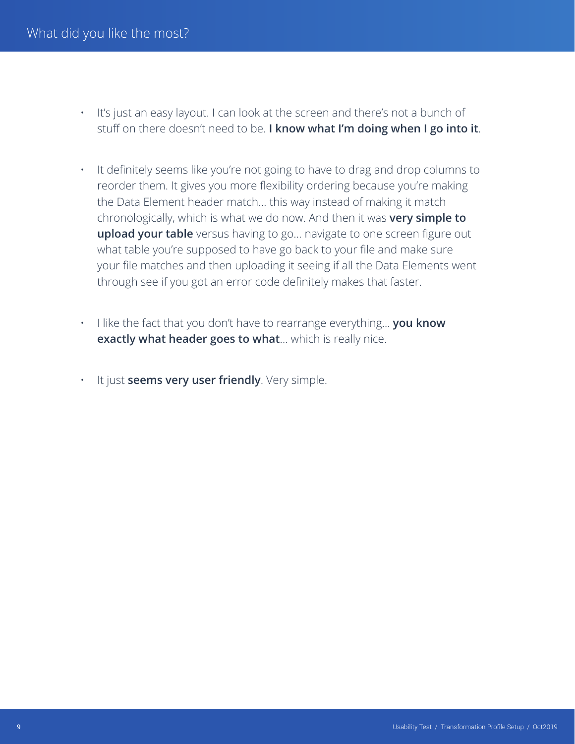# What did you like the most?

- It's just an easy layout. I can look at the screen and there's not a bunch of stuff on there doesn't need to be. **I know what I'm doing when I go into it**.

- It definitely seems like you're not going to have to drag and drop columns to reorder them. It gives you more flexibility ordering because you're making the Data Element header match… this way instead of making it match chronologically, which is what we do now. And then it was **very simple to upload your table** versus having to go… navigate to one screen figure out what table you're supposed to have go back to your file and make sure your file matches and then uploading it seeing if all the Data Elements went through see if you got an error code definitely makes that faster.

- I like the fact that you don't have to rearrange everything… **you know exactly what header goes to what**… which is really nice.

- It just **seems very user friendly**. Very simple.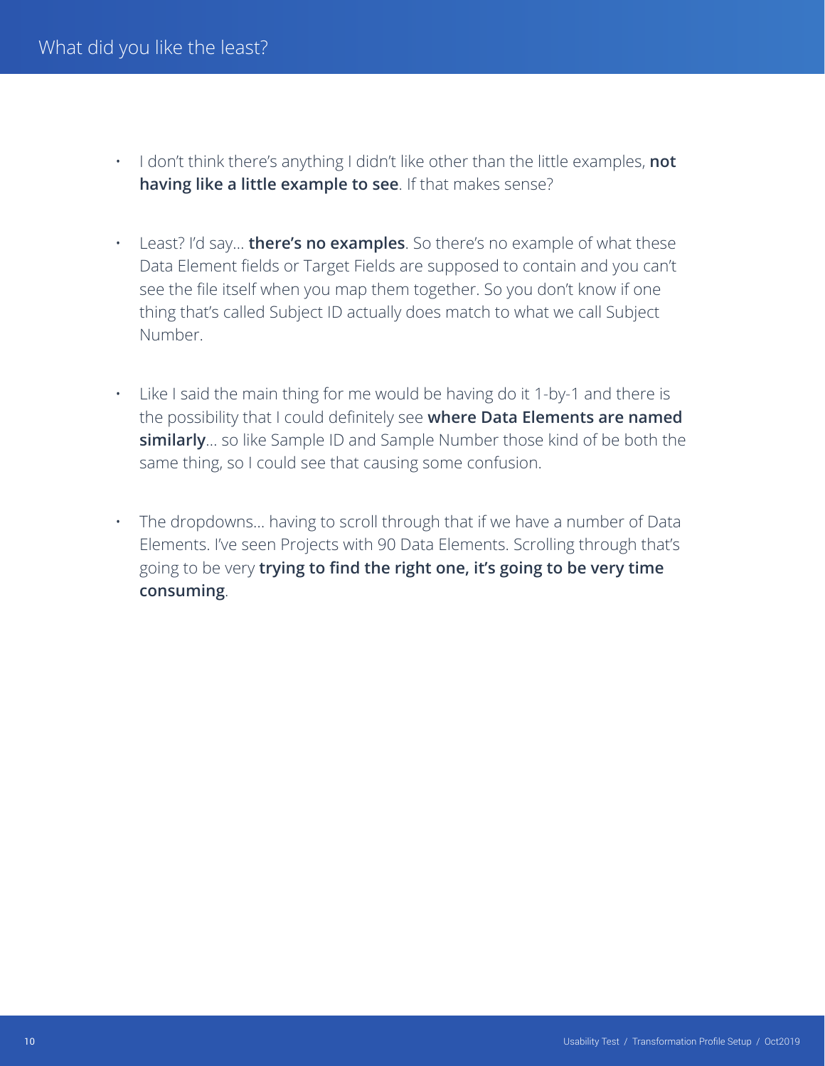# What did you like the least?

- I don't think there's anything I didn't like other than the little examples, **not having like a little example to see**. If that makes sense?
- Least? I'd say… **there's no examples**. So there's no example of what these Data Element fields or Target Fields are supposed to contain and you can't see the file itself when you map them together. So you don't know if one thing that's called Subject ID actually does match to what we call Subject Number.
- Like I said the main thing for me would be having do it 1-by-1 and there is the possibility that I could definitely see **where Data Elements are named similarly**… so like Sample ID and Sample Number those kind of be both the same thing, so I could see that causing some confusion.
- The dropdowns… having to scroll through that if we have a number of Data Elements. I've seen Projects with 90 Data Elements. Scrolling through that's going to be very **trying to find the right one, it's going to be very time consuming**.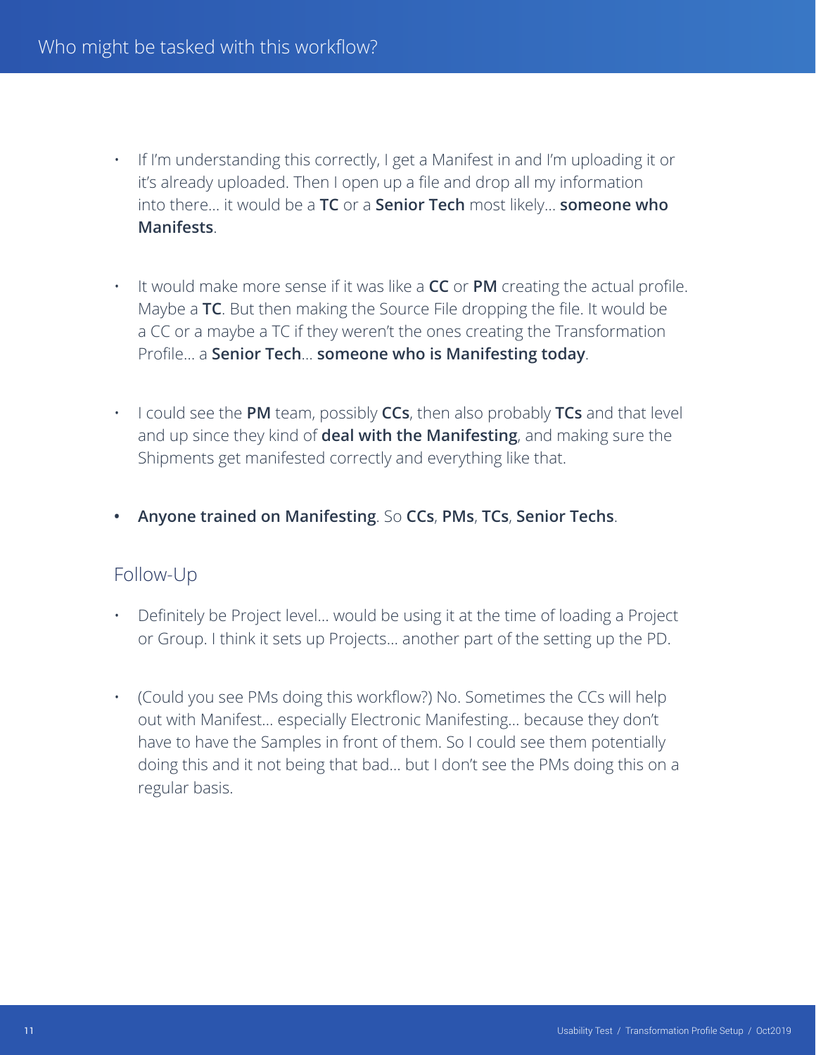# Who might be tasked with this workflow?

- If I'm understanding this correctly, I get a Manifest in and I'm uploading it or it's already uploaded. Then I open up a file and drop all my information into there… it would be a **TC** or a **Senior Tech** most likely… **someone who Manifests**.

- It would make more sense if it was like a **CC** or **PM** creating the actual profile. Maybe a **TC**. But then making the Source File dropping the file. It would be a CC or a maybe a TC if they weren't the ones creating the Transformation Profile… a **Senior Tech**… **someone who is Manifesting today**.

- I could see the **PM** team, possibly **CCs**, then also probably **TCs** and that level and up since they kind of **deal with the Manifesting**, and making sure the Shipments get manifested correctly and everything like that.

- **Anyone trained on Manifesting**. So **CCs**, **PMs**, **TCs**, **Senior Techs**.

## Follow-Up

- Definitely be Project level… would be using it at the time of loading a Project or Group. I think it sets up Projects… another part of the setting up the PD.

- (Could you see PMs doing this workflow?) No. Sometimes the CCs will help out with Manifest… especially Electronic Manifesting… because they don't have to have the Samples in front of them. So I could see them potentially doing this and it not being that bad… but I don't see the PMs doing this on a regular basis.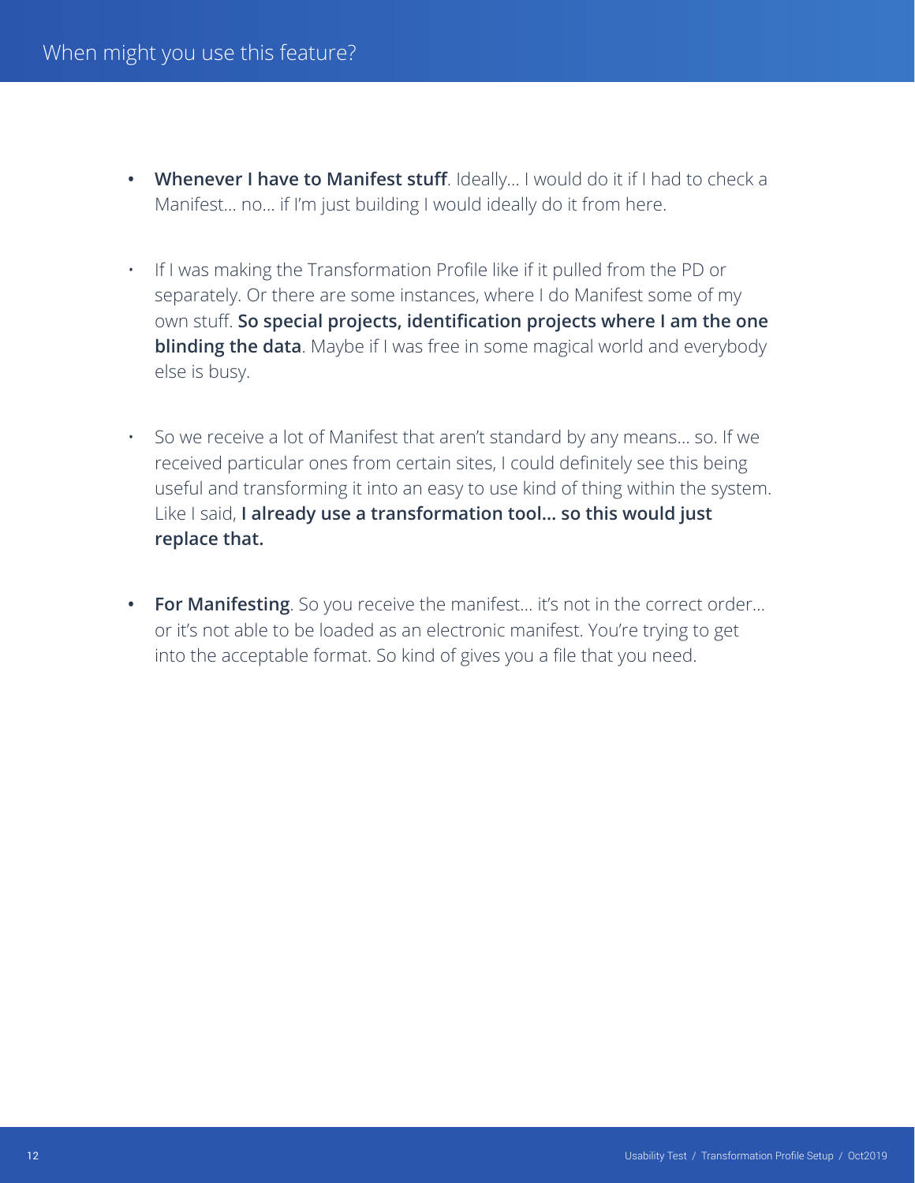# When might you use this feature?

- **Whenever I have to Manifest stuff**. Ideally… I would do it if I had to check a Manifest… no… if I'm just building I would ideally do it from here.

- If I was making the Transformation Profile like if it pulled from the PD or separately. Or there are some instances, where I do Manifest some of my own stuff. **So special projects, identification projects where I am the one blinding the data**. Maybe if I was free in some magical world and everybody else is busy.

- So we receive a lot of Manifest that aren't standard by any means… so. If we received particular ones from certain sites, I could definitely see this being useful and transforming it into an easy to use kind of thing within the system. Like I said, **I already use a transformation tool… so this would just replace that.**

- **For Manifesting**. So you receive the manifest… it's not in the correct order… or it's not able to be loaded as an electronic manifest. You're trying to get into the acceptable format. So kind of gives you a file that you need.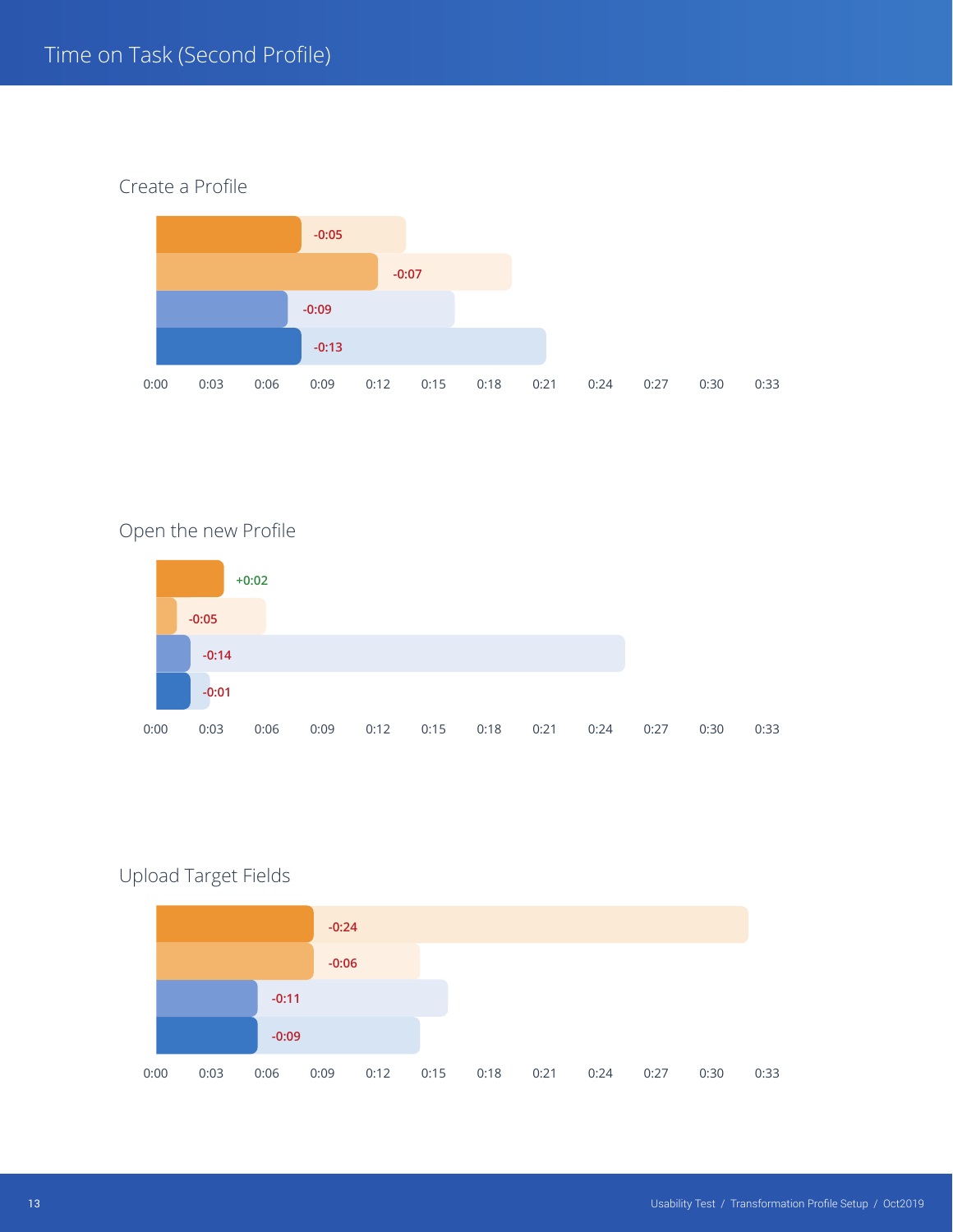# Time on Task (Second Profile)

## Create a Profile

-0:05

-0:07

-0:09

-0:13

0:00 0:03 0:06 0:09 0:12 0:15 0:18 0:21 0:24 0:27 0:30 0:33

## Open the new Profile

+0:02

-0:05

-0:14

-0:01

0:00 0:03 0:06 0:09 0:12 0:15 0:18 0:21 0:24 0:27 0:30 0:33

## Upload Target Fields

-0:24

-0:06

-0:11

-0:09

0:00 0:03 0:06 0:09 0:12 0:15 0:18 0:21 0:24 0:27 0:30 0:33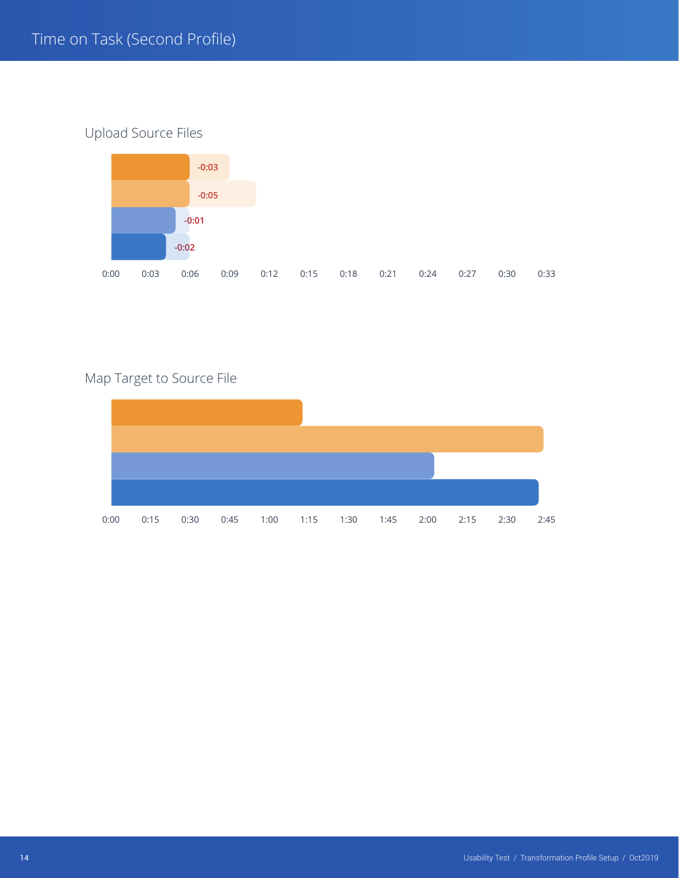# Time on Task (Second Profile)

## Upload Source Files

-0:03

-0:05

-0:01

-0:02

0:00 0:03 0:06 0:09 0:12 0:15 0:18 0:21 0:24 0:27 0:30 0:33

## Map Target to Source File

0:00 0:15 0:30 0:45 1:00 1:15 1:30 1:45 2:00 2:15 2:30 2:45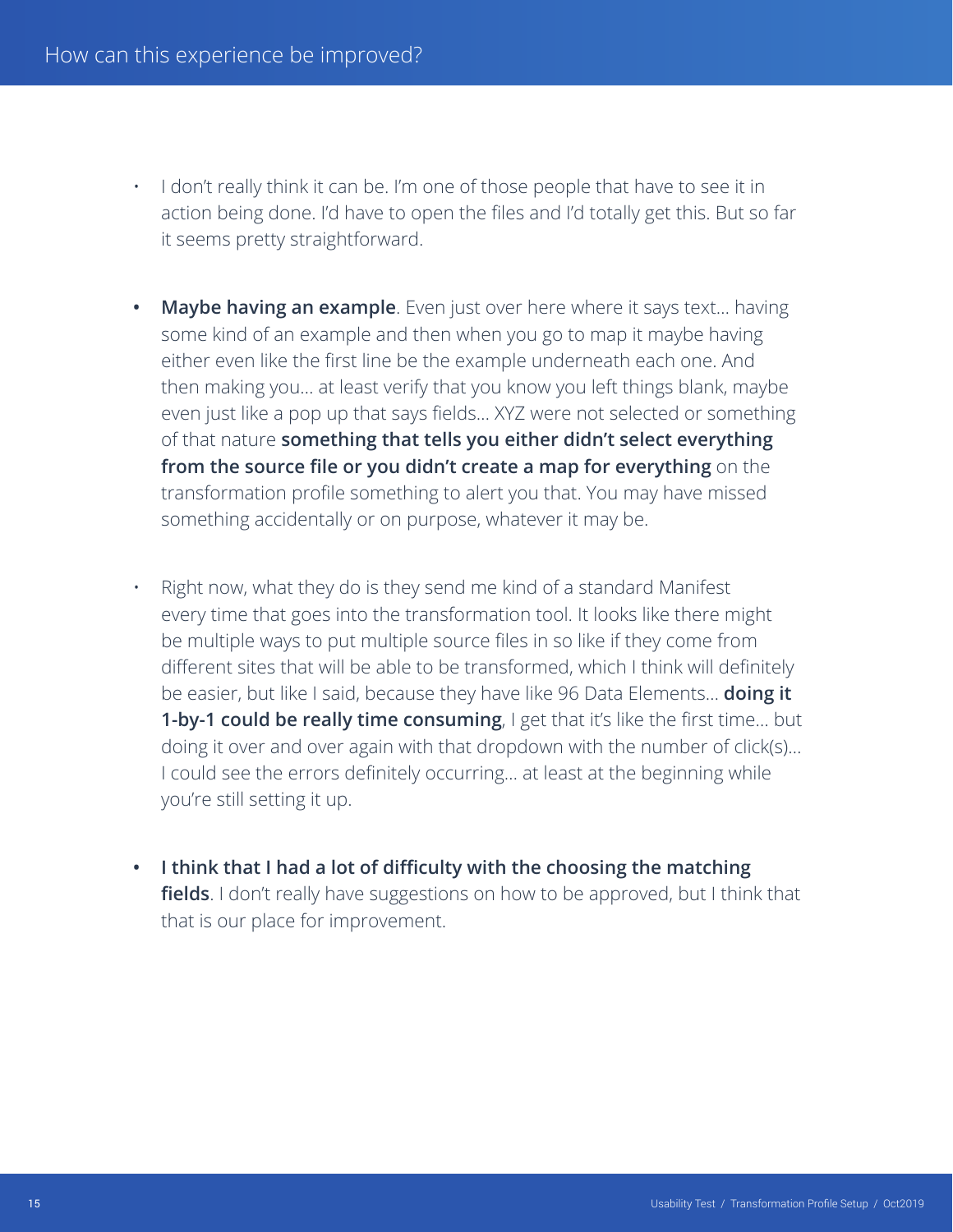## How can this experience be improved?

- I don't really think it can be. I'm one of those people that have to see it in action being done. I'd have to open the files and I'd totally get this. But so far it seems pretty straightforward.

- **Maybe having an example**. Even just over here where it says text… having some kind of an example and then when you go to map it maybe having either even like the first line be the example underneath each one. And then making you… at least verify that you know you left things blank, maybe even just like a pop up that says fields… XYZ were not selected or something of that nature **something that tells you either didn't select everything from the source file or you didn't create a map for everything** on the transformation profile something to alert you that. You may have missed something accidentally or on purpose, whatever it may be.

- Right now, what they do is they send me kind of a standard Manifest every time that goes into the transformation tool. It looks like there might be multiple ways to put multiple source files in so like if they come from different sites that will be able to be transformed, which I think will definitely be easier, but like I said, because they have like 96 Data Elements… **doing it 1-by-1 could be really time consuming**, I get that it's like the first time… but doing it over and over again with that dropdown with the number of click(s)… I could see the errors definitely occurring… at least at the beginning while you're still setting it up.

- **I think that I had a lot of difficulty with the choosing the matching fields**. I don't really have suggestions on how to be approved, but I think that that is our place for improvement.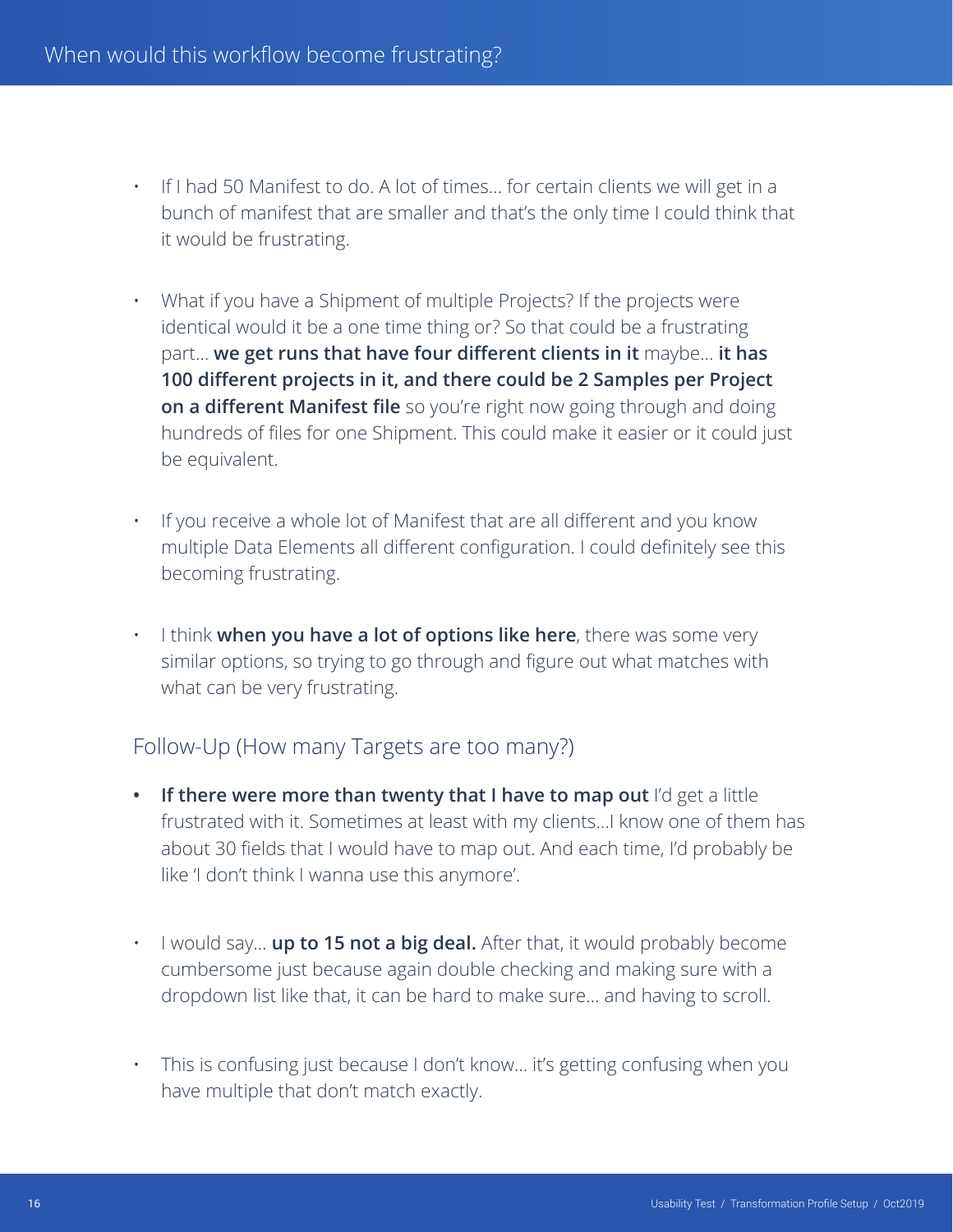# When would this workflow become frustrating?

- If I had 50 Manifest to do. A lot of times… for certain clients we will get in a bunch of manifest that are smaller and that's the only time I could think that it would be frustrating.

- What if you have a Shipment of multiple Projects? If the projects were identical would it be a one time thing or? So that could be a frustrating part… **we get runs that have four different clients in it** maybe… **it has 100 different projects in it, and there could be 2 Samples per Project on a different Manifest file** so you're right now going through and doing hundreds of files for one Shipment. This could make it easier or it could just be equivalent.

- If you receive a whole lot of Manifest that are all different and you know multiple Data Elements all different configuration. I could definitely see this becoming frustrating.

- I think **when you have a lot of options like here**, there was some very similar options, so trying to go through and figure out what matches with what can be very frustrating.

## Follow-Up (How many Targets are too many?)

- **If there were more than twenty that I have to map out** I'd get a little frustrated with it. Sometimes at least with my clients…I know one of them has about 30 fields that I would have to map out. And each time, I'd probably be like 'I don't think I wanna use this anymore'.

- I would say… **up to 15 not a big deal.** After that, it would probably become cumbersome just because again double checking and making sure with a dropdown list like that, it can be hard to make sure… and having to scroll.

- This is confusing just because I don't know… it's getting confusing when you have multiple that don't match exactly.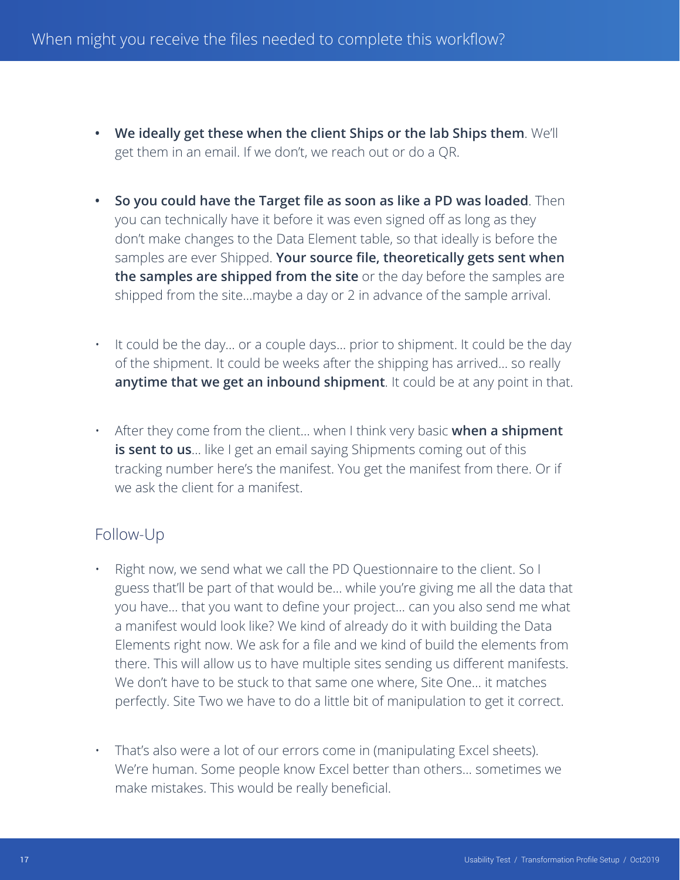# When might you receive the files needed to complete this workflow?

- **We ideally get these when the client Ships or the lab Ships them**. We'll get them in an email. If we don't, we reach out or do a QR.

- **So you could have the Target file as soon as like a PD was loaded**. Then you can technically have it before it was even signed off as long as they don't make changes to the Data Element table, so that ideally is before the samples are ever Shipped. **Your source file, theoretically gets sent when the samples are shipped from the site** or the day before the samples are shipped from the site...maybe a day or 2 in advance of the sample arrival.

- It could be the day... or a couple days... prior to shipment. It could be the day of the shipment. It could be weeks after the shipping has arrived... so really **anytime that we get an inbound shipment**. It could be at any point in that.

- After they come from the client... when I think very basic **when a shipment is sent to us**... like I get an email saying Shipments coming out of this tracking number here's the manifest. You get the manifest from there. Or if we ask the client for a manifest.

## Follow-Up

- Right now, we send what we call the PD Questionnaire to the client. So I guess that'll be part of that would be... while you're giving me all the data that you have... that you want to define your project... can you also send me what a manifest would look like? We kind of already do it with building the Data Elements right now. We ask for a file and we kind of build the elements from there. This will allow us to have multiple sites sending us different manifests. We don't have to be stuck to that same one where, Site One... it matches perfectly. Site Two we have to do a little bit of manipulation to get it correct.

- That's also were a lot of our errors come in (manipulating Excel sheets). We're human. Some people know Excel better than others... sometimes we make mistakes. This would be really beneficial.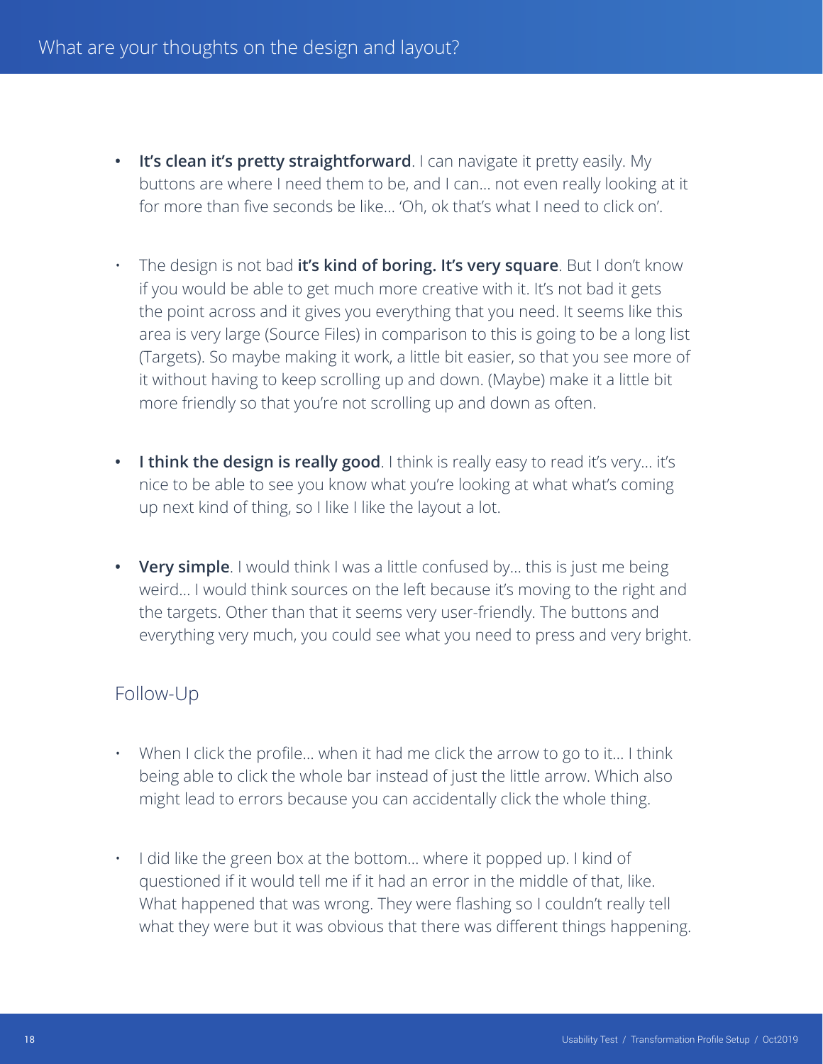## What are your thoughts on the design and layout?

- **It's clean it's pretty straightforward**. I can navigate it pretty easily. My buttons are where I need them to be, and I can... not even really looking at it for more than five seconds be like... 'Oh, ok that's what I need to click on'.

- The design is not bad **it's kind of boring. It's very square**. But I don't know if you would be able to get much more creative with it. It's not bad it gets the point across and it gives you everything that you need. It seems like this area is very large (Source Files) in comparison to this is going to be a long list (Targets). So maybe making it work, a little bit easier, so that you see more of it without having to keep scrolling up and down. (Maybe) make it a little bit more friendly so that you're not scrolling up and down as often.

- **I think the design is really good**. I think is really easy to read it's very... it's nice to be able to see you know what you're looking at what what's coming up next kind of thing, so I like I like the layout a lot.

- **Very simple**. I would think I was a little confused by... this is just me being weird... I would think sources on the left because it's moving to the right and the targets. Other than that it seems very user-friendly. The buttons and everything very much, you could see what you need to press and very bright.

### Follow-Up

- When I click the profile... when it had me click the arrow to go to it... I think being able to click the whole bar instead of just the little arrow. Which also might lead to errors because you can accidentally click the whole thing.

- I did like the green box at the bottom... where it popped up. I kind of questioned if it would tell me if it had an error in the middle of that, like. What happened that was wrong. They were flashing so I couldn't really tell what they were but it was obvious that there was different things happening.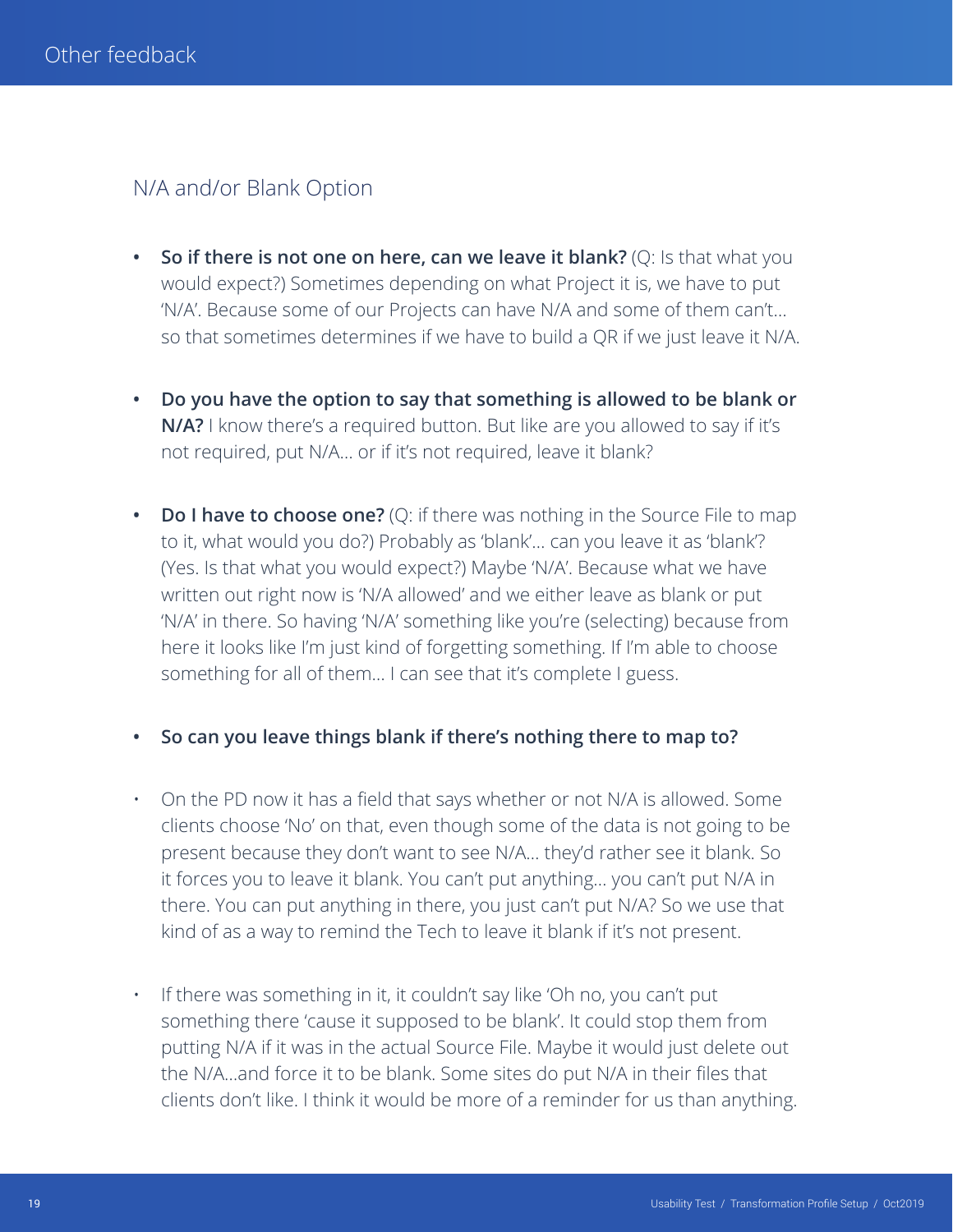# Other feedback

## N/A and/or Blank Option

- **So if there is not one on here, can we leave it blank?** (Q: Is that what you would expect?) Sometimes depending on what Project it is, we have to put 'N/A'. Because some of our Projects can have N/A and some of them can't… so that sometimes determines if we have to build a QR if we just leave it N/A.

- **Do you have the option to say that something is allowed to be blank or N/A?** I know there's a required button. But like are you allowed to say if it's not required, put N/A… or if it's not required, leave it blank?

- **Do I have to choose one?** (Q: if there was nothing in the Source File to map to it, what would you do?) Probably as 'blank'… can you leave it as 'blank'? (Yes. Is that what you would expect?) Maybe 'N/A'. Because what we have written out right now is 'N/A allowed' and we either leave as blank or put 'N/A' in there. So having 'N/A' something like you're (selecting) because from here it looks like I'm just kind of forgetting something. If I'm able to choose something for all of them… I can see that it's complete I guess.

- **So can you leave things blank if there's nothing there to map to?**

- On the PD now it has a field that says whether or not N/A is allowed. Some clients choose 'No' on that, even though some of the data is not going to be present because they don't want to see N/A… they'd rather see it blank. So it forces you to leave it blank. You can't put anything… you can't put N/A in there. You can put anything in there, you just can't put N/A? So we use that kind of as a way to remind the Tech to leave it blank if it's not present.

- If there was something in it, it couldn't say like 'Oh no, you can't put something there 'cause it supposed to be blank'. It could stop them from putting N/A if it was in the actual Source File. Maybe it would just delete out the N/A…and force it to be blank. Some sites do put N/A in their files that clients don't like. I think it would be more of a reminder for us than anything.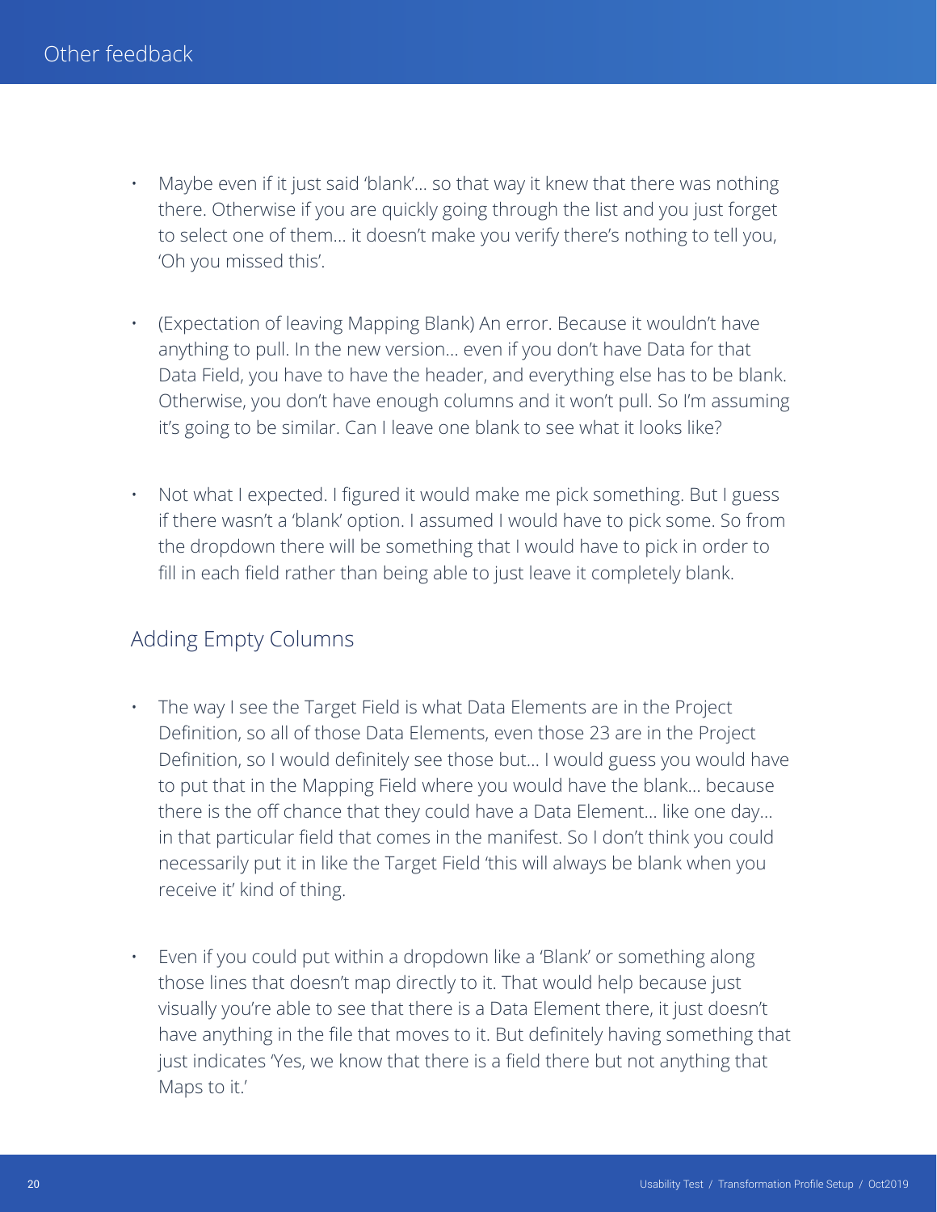# Other feedback

- Maybe even if it just said 'blank'... so that way it knew that there was nothing there. Otherwise if you are quickly going through the list and you just forget to select one of them... it doesn't make you verify there's nothing to tell you, 'Oh you missed this'.

- (Expectation of leaving Mapping Blank) An error. Because it wouldn't have anything to pull. In the new version... even if you don't have Data for that Data Field, you have to have the header, and everything else has to be blank. Otherwise, you don't have enough columns and it won't pull. So I'm assuming it's going to be similar. Can I leave one blank to see what it looks like?

- Not what I expected. I figured it would make me pick something. But I guess if there wasn't a 'blank' option. I assumed I would have to pick some. So from the dropdown there will be something that I would have to pick in order to fill in each field rather than being able to just leave it completely blank.

## Adding Empty Columns

- The way I see the Target Field is what Data Elements are in the Project Definition, so all of those Data Elements, even those 23 are in the Project Definition, so I would definitely see those but... I would guess you would have to put that in the Mapping Field where you would have the blank... because there is the off chance that they could have a Data Element... like one day... in that particular field that comes in the manifest. So I don't think you could necessarily put it in like the Target Field 'this will always be blank when you receive it' kind of thing.

- Even if you could put within a dropdown like a 'Blank' or something along those lines that doesn't map directly to it. That would help because just visually you're able to see that there is a Data Element there, it just doesn't have anything in the file that moves to it. But definitely having something that just indicates 'Yes, we know that there is a field there but not anything that Maps to it.'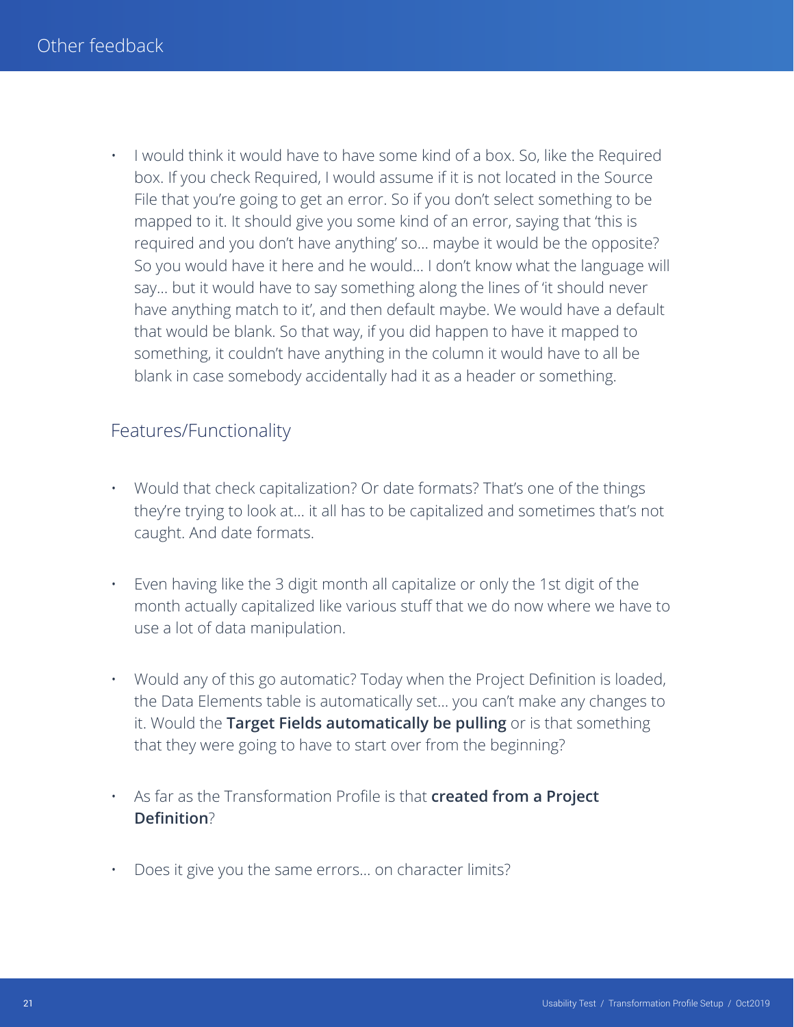# Other feedback

- I would think it would have to have some kind of a box. So, like the Required box. If you check Required, I would assume if it is not located in the Source File that you're going to get an error. So if you don't select something to be mapped to it. It should give you some kind of an error, saying that 'this is required and you don't have anything' so... maybe it would be the opposite? So you would have it here and he would... I don't know what the language will say... but it would have to say something along the lines of 'it should never have anything match to it', and then default maybe. We would have a default that would be blank. So that way, if you did happen to have it mapped to something, it couldn't have anything in the column it would have to all be blank in case somebody accidentally had it as a header or something.

## Features/Functionality

- Would that check capitalization? Or date formats? That's one of the things they're trying to look at... it all has to be capitalized and sometimes that's not caught. And date formats.

- Even having like the 3 digit month all capitalize or only the 1st digit of the month actually capitalized like various stuff that we do now where we have to use a lot of data manipulation.

- Would any of this go automatic? Today when the Project Definition is loaded, the Data Elements table is automatically set... you can't make any changes to it. Would the **Target Fields automatically be pulling** or is that something that they were going to have to start over from the beginning?

- As far as the Transformation Profile is that **created from a Project Definition**?

- Does it give you the same errors... on character limits?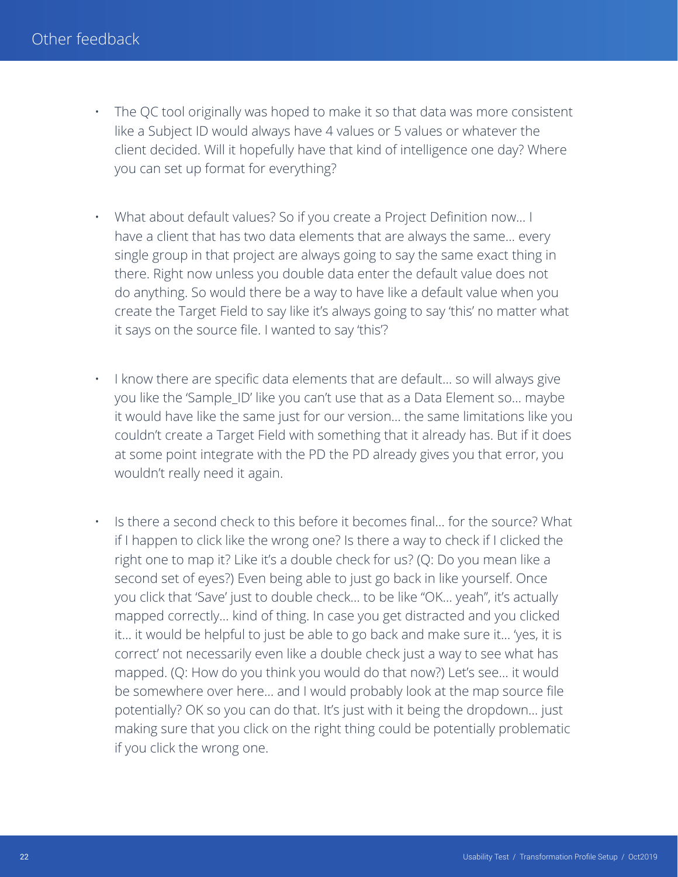# Other feedback

- The QC tool originally was hoped to make it so that data was more consistent like a Subject ID would always have 4 values or 5 values or whatever the client decided. Will it hopefully have that kind of intelligence one day? Where you can set up format for everything?

- What about default values? So if you create a Project Definition now… I have a client that has two data elements that are always the same… every single group in that project are always going to say the same exact thing in there. Right now unless you double data enter the default value does not do anything. So would there be a way to have like a default value when you create the Target Field to say like it's always going to say 'this' no matter what it says on the source file. I wanted to say 'this'?

- I know there are specific data elements that are default… so will always give you like the 'Sample_ID' like you can't use that as a Data Element so… maybe it would have like the same just for our version… the same limitations like you couldn't create a Target Field with something that it already has. But if it does at some point integrate with the PD the PD already gives you that error, you wouldn't really need it again.

- Is there a second check to this before it becomes final… for the source? What if I happen to click like the wrong one? Is there a way to check if I clicked the right one to map it? Like it's a double check for us? (Q: Do you mean like a second set of eyes?) Even being able to just go back in like yourself. Once you click that 'Save' just to double check… to be like "OK… yeah", it's actually mapped correctly… kind of thing. In case you get distracted and you clicked it… it would be helpful to just be able to go back and make sure it… 'yes, it is correct' not necessarily even like a double check just a way to see what has mapped. (Q: How do you think you would do that now?) Let's see… it would be somewhere over here… and I would probably look at the map source file potentially? OK so you can do that. It's just with it being the dropdown… just making sure that you click on the right thing could be potentially problematic if you click the wrong one.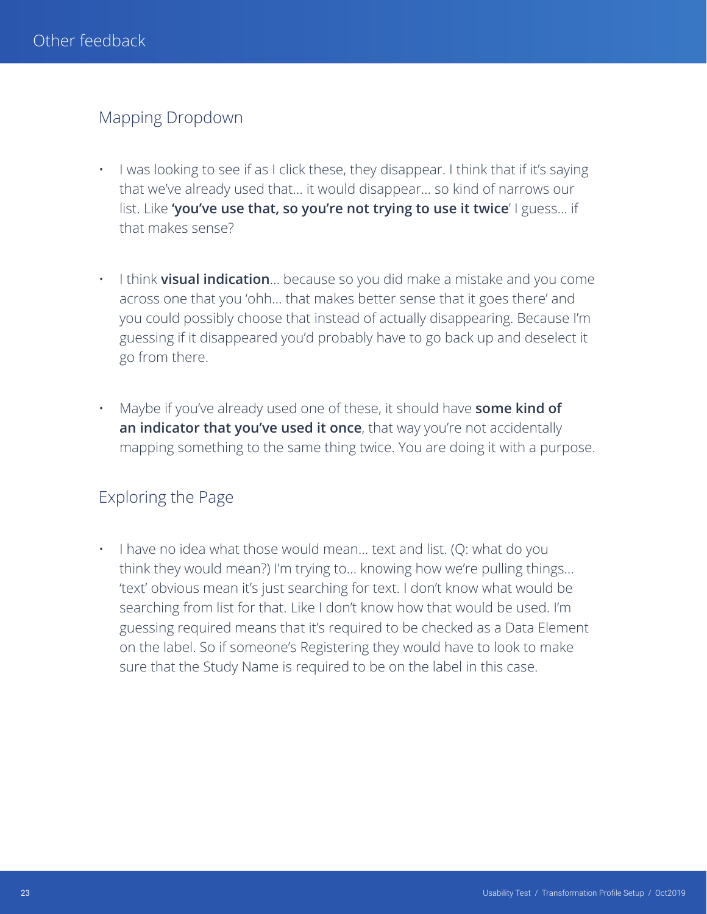# Other feedback

## Mapping Dropdown

- I was looking to see if as I click these, they disappear. I think that if it's saying that we've already used that… it would disappear… so kind of narrows our list. Like **'you've use that, so you're not trying to use it twice**' I guess… if that makes sense?

- I think **visual indication**… because so you did make a mistake and you come across one that you 'ohh… that makes better sense that it goes there' and you could possibly choose that instead of actually disappearing. Because I'm guessing if it disappeared you'd probably have to go back up and deselect it go from there.

- Maybe if you've already used one of these, it should have **some kind of an indicator that you've used it once**, that way you're not accidentally mapping something to the same thing twice. You are doing it with a purpose.

## Exploring the Page

- I have no idea what those would mean… text and list. (Q: what do you think they would mean?) I'm trying to… knowing how we're pulling things… 'text' obvious mean it's just searching for text. I don't know what would be searching from list for that. Like I don't know how that would be used. I'm guessing required means that it's required to be checked as a Data Element on the label. So if someone's Registering they would have to look to make sure that the Study Name is required to be on the label in this case.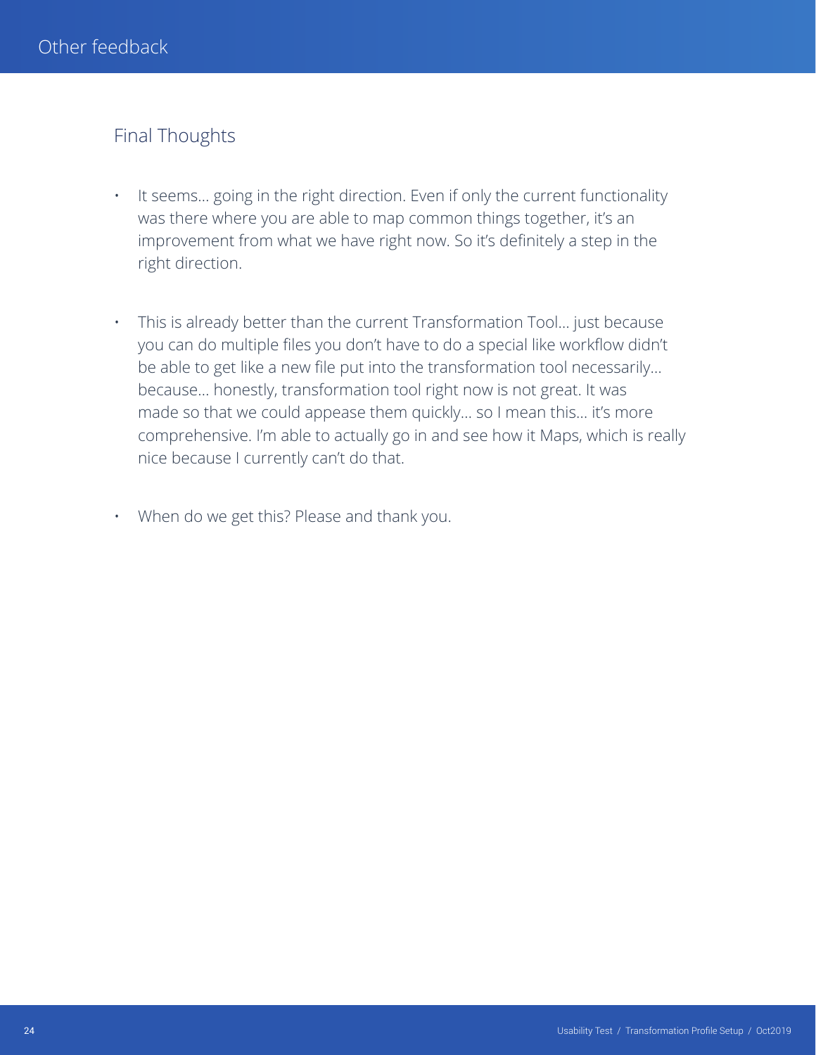# Other feedback

## Final Thoughts

- It seems… going in the right direction. Even if only the current functionality was there where you are able to map common things together, it's an improvement from what we have right now. So it's definitely a step in the right direction.

- This is already better than the current Transformation Tool… just because you can do multiple files you don't have to do a special like workflow didn't be able to get like a new file put into the transformation tool necessarily… because… honestly, transformation tool right now is not great. It was made so that we could appease them quickly… so I mean this… it's more comprehensive. I'm able to actually go in and see how it Maps, which is really nice because I currently can't do that.

- When do we get this? Please and thank you.